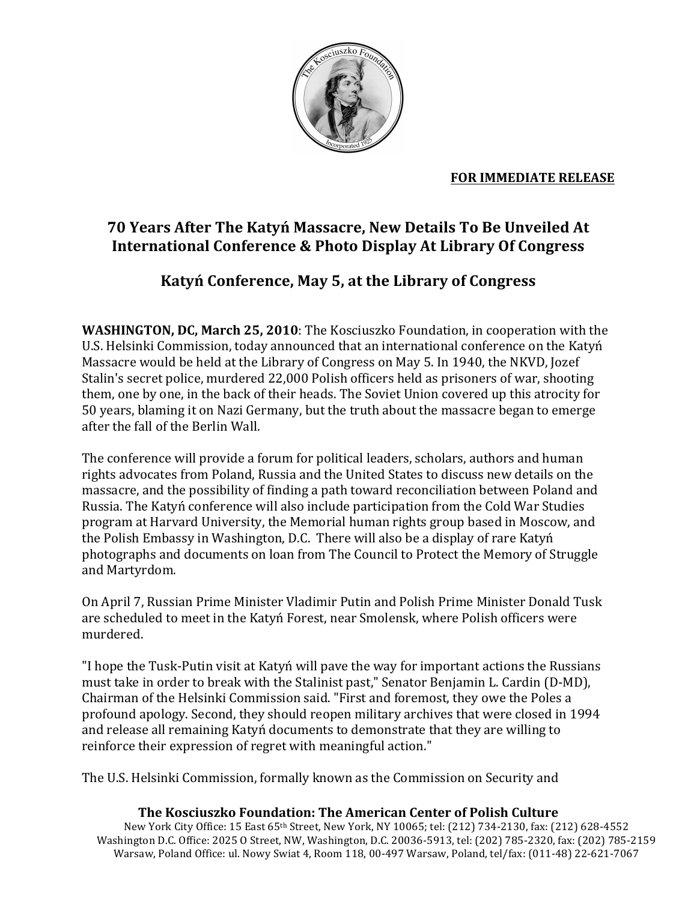**FOR IMMEDIATE RELEASE**

## 70 Years After The Katyń Massacre, New Details To Be Unveiled At International Conference & Photo Display At Library Of Congress

## Katyń Conference, May 5, at the Library of Congress

**WASHINGTON, DC, March 25, 2010**: The Kosciuszko Foundation, in cooperation with the U.S. Helsinki Commission, today announced that an international conference on the Katyń Massacre would be held at the Library of Congress on May 5. In 1940, the NKVD, Jozef Stalin's secret police, murdered 22,000 Polish officers held as prisoners of war, shooting them, one by one, in the back of their heads. The Soviet Union covered up this atrocity for 50 years, blaming it on Nazi Germany, but the truth about the massacre began to emerge after the fall of the Berlin Wall.

The conference will provide a forum for political leaders, scholars, authors and human rights advocates from Poland, Russia and the United States to discuss new details on the massacre, and the possibility of finding a path toward reconciliation between Poland and Russia. The Katyń conference will also include participation from the Cold War Studies program at Harvard University, the Memorial human rights group based in Moscow, and the Polish Embassy in Washington, D.C. There will also be a display of rare Katyń photographs and documents on loan from The Council to Protect the Memory of Struggle and Martyrdom.

On April 7, Russian Prime Minister Vladimir Putin and Polish Prime Minister Donald Tusk are scheduled to meet in the Katyń Forest, near Smolensk, where Polish officers were murdered.

"I hope the Tusk-Putin visit at Katyń will pave the way for important actions the Russians must take in order to break with the Stalinist past," Senator Benjamin L. Cardin (D-MD), Chairman of the Helsinki Commission said. "First and foremost, they owe the Poles a profound apology. Second, they should reopen military archives that were closed in 1994 and release all remaining Katyń documents to demonstrate that they are willing to reinforce their expression of regret with meaningful action."

The U.S. Helsinki Commission, formally known as the Commission on Security and

**The Kosciuszko Foundation: The American Center of Polish Culture**
New York City Office: 15 East 65th Street, New York, NY 10065; tel: (212) 734-2130, fax: (212) 628-4552
Washington D.C. Office: 2025 O Street, NW, Washington, D.C. 20036-5913, tel: (202) 785-2320, fax: (202) 785-2159
Warsaw, Poland Office: ul. Nowy Swiat 4, Room 118, 00-497 Warsaw, Poland, tel/fax: (011-48) 22-621-7067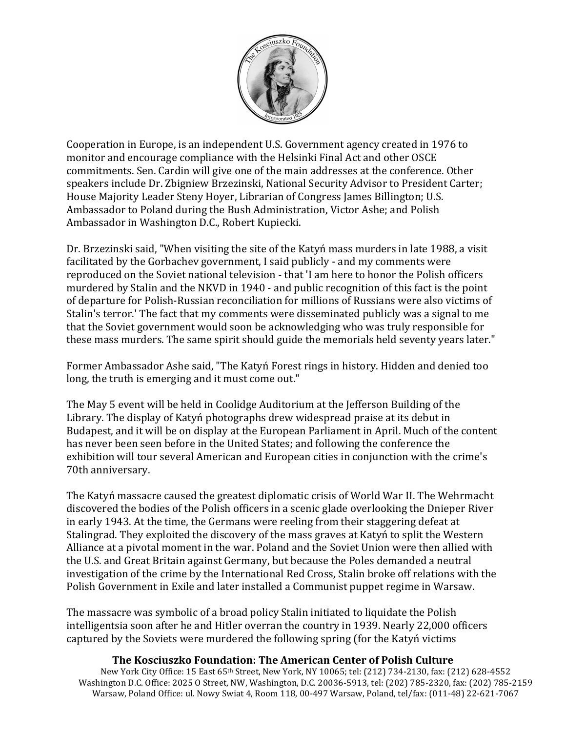Cooperation in Europe, is an independent U.S. Government agency created in 1976 to monitor and encourage compliance with the Helsinki Final Act and other OSCE commitments. Sen. Cardin will give one of the main addresses at the conference. Other speakers include Dr. Zbigniew Brzezinski, National Security Advisor to President Carter; House Majority Leader Steny Hoyer, Librarian of Congress James Billington; U.S. Ambassador to Poland during the Bush Administration, Victor Ashe; and Polish Ambassador in Washington D.C., Robert Kupiecki.

Dr. Brzezinski said, "When visiting the site of the Katyń mass murders in late 1988, a visit facilitated by the Gorbachev government, I said publicly - and my comments were reproduced on the Soviet national television - that 'I am here to honor the Polish officers murdered by Stalin and the NKVD in 1940 - and public recognition of this fact is the point of departure for Polish-Russian reconciliation for millions of Russians were also victims of Stalin's terror.' The fact that my comments were disseminated publicly was a signal to me that the Soviet government would soon be acknowledging who was truly responsible for these mass murders. The same spirit should guide the memorials held seventy years later."

Former Ambassador Ashe said, "The Katyń Forest rings in history. Hidden and denied too long, the truth is emerging and it must come out."

The May 5 event will be held in Coolidge Auditorium at the Jefferson Building of the Library. The display of Katyń photographs drew widespread praise at its debut in Budapest, and it will be on display at the European Parliament in April. Much of the content has never been seen before in the United States; and following the conference the exhibition will tour several American and European cities in conjunction with the crime's 70th anniversary.

The Katyń massacre caused the greatest diplomatic crisis of World War II. The Wehrmacht discovered the bodies of the Polish officers in a scenic glade overlooking the Dnieper River in early 1943. At the time, the Germans were reeling from their staggering defeat at Stalingrad. They exploited the discovery of the mass graves at Katyń to split the Western Alliance at a pivotal moment in the war. Poland and the Soviet Union were then allied with the U.S. and Great Britain against Germany, but because the Poles demanded a neutral investigation of the crime by the International Red Cross, Stalin broke off relations with the Polish Government in Exile and later installed a Communist puppet regime in Warsaw.

The massacre was symbolic of a broad policy Stalin initiated to liquidate the Polish intelligentsia soon after he and Hitler overran the country in 1939. Nearly 22,000 officers captured by the Soviets were murdered the following spring (for the Katyń victims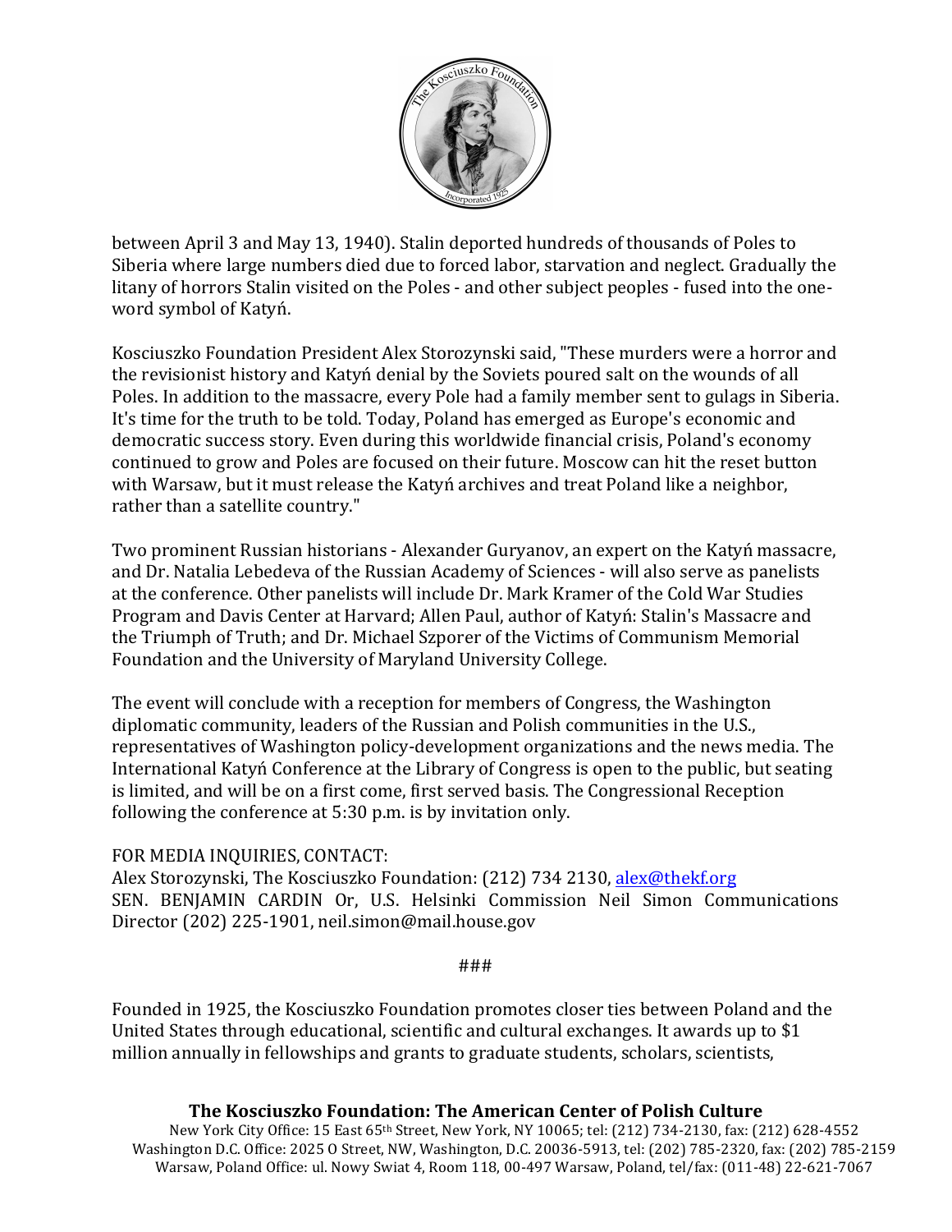between April 3 and May 13, 1940). Stalin deported hundreds of thousands of Poles to Siberia where large numbers died due to forced labor, starvation and neglect. Gradually the litany of horrors Stalin visited on the Poles - and other subject peoples - fused into the one-word symbol of Katyń.

Kosciuszko Foundation President Alex Storozynski said, "These murders were a horror and the revisionist history and Katyń denial by the Soviets poured salt on the wounds of all Poles. In addition to the massacre, every Pole had a family member sent to gulags in Siberia. It's time for the truth to be told. Today, Poland has emerged as Europe's economic and democratic success story. Even during this worldwide financial crisis, Poland's economy continued to grow and Poles are focused on their future. Moscow can hit the reset button with Warsaw, but it must release the Katyń archives and treat Poland like a neighbor, rather than a satellite country."

Two prominent Russian historians - Alexander Guryanov, an expert on the Katyń massacre, and Dr. Natalia Lebedeva of the Russian Academy of Sciences - will also serve as panelists at the conference. Other panelists will include Dr. Mark Kramer of the Cold War Studies Program and Davis Center at Harvard; Allen Paul, author of Katyń: Stalin's Massacre and the Triumph of Truth; and Dr. Michael Szporer of the Victims of Communism Memorial Foundation and the University of Maryland University College.

The event will conclude with a reception for members of Congress, the Washington diplomatic community, leaders of the Russian and Polish communities in the U.S., representatives of Washington policy-development organizations and the news media. The International Katyń Conference at the Library of Congress is open to the public, but seating is limited, and will be on a first come, first served basis. The Congressional Reception following the conference at 5:30 p.m. is by invitation only.

FOR MEDIA INQUIRIES, CONTACT:
Alex Storozynski, The Kosciuszko Foundation: (212) 734 2130, alex@thekf.org
SEN. BENJAMIN CARDIN Or, U.S. Helsinki Commission Neil Simon Communications Director (202) 225-1901, neil.simon@mail.house.gov

###

Founded in 1925, the Kosciuszko Foundation promotes closer ties between Poland and the United States through educational, scientific and cultural exchanges. It awards up to $1 million annually in fellowships and grants to graduate students, scholars, scientists,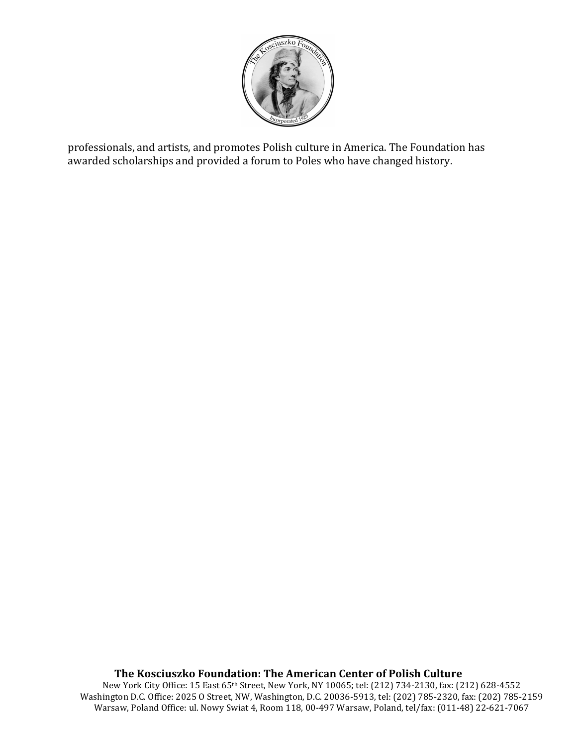professionals, and artists, and promotes Polish culture in America. The Foundation has awarded scholarships and provided a forum to Poles who have changed history.